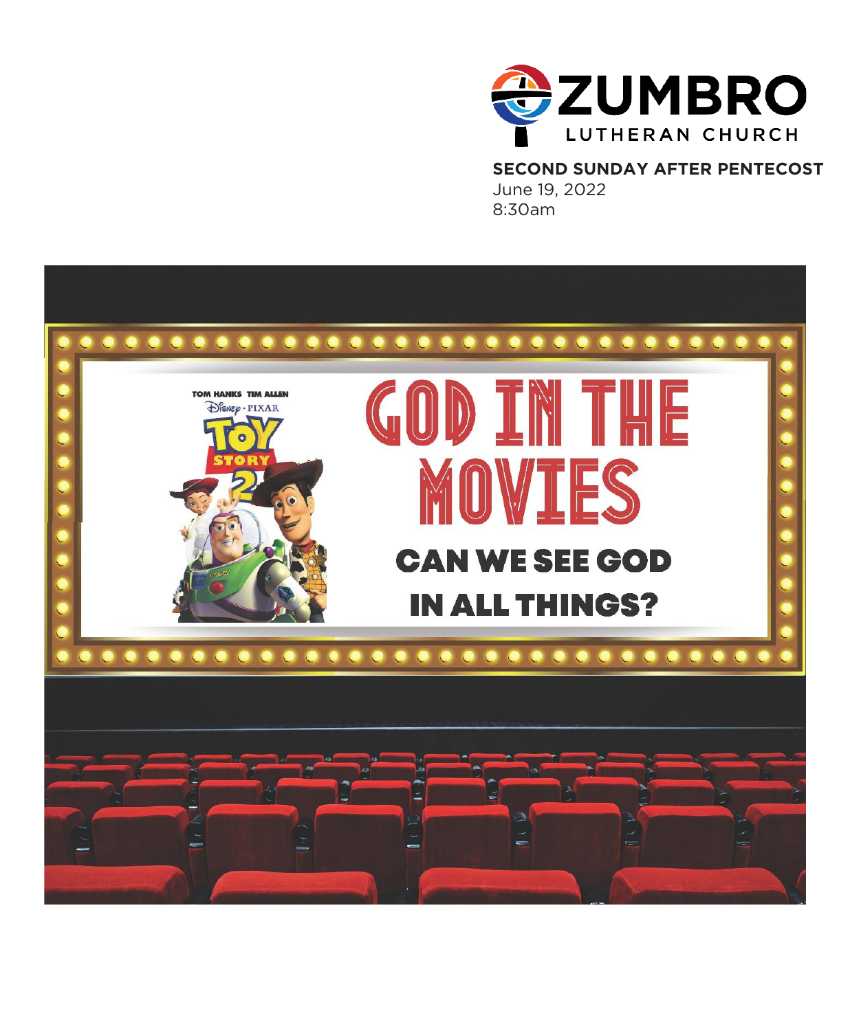# ZUMBRO LUTHERAN CHURCH

**SECOND SUNDAY AFTER PENTECOST**
June 19, 2022
8:30am

# GOD IN THE MOVIES

## CAN WE SEE GOD IN ALL THINGS?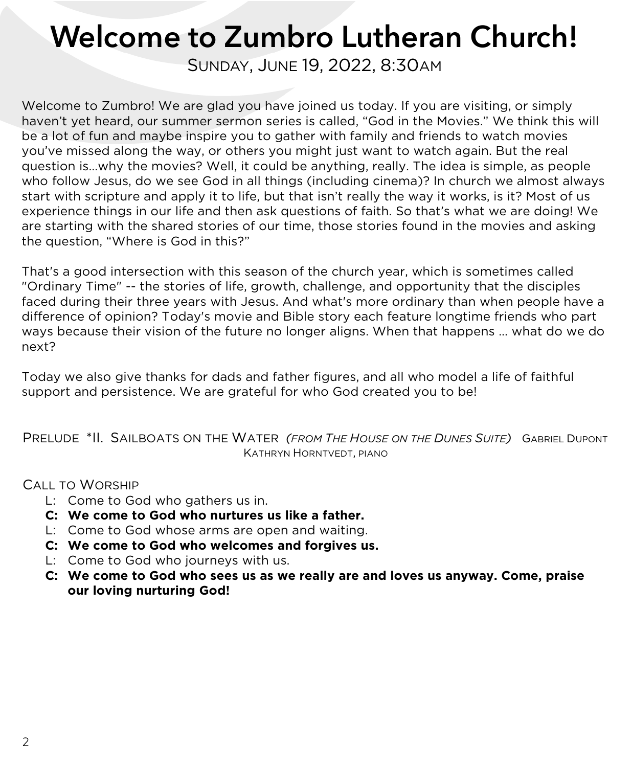# Welcome to Zumbro Lutheran Church!

SUNDAY, JUNE 19, 2022, 8:30AM

Welcome to Zumbro! We are glad you have joined us today. If you are visiting, or simply haven't yet heard, our summer sermon series is called, "God in the Movies." We think this will be a lot of fun and maybe inspire you to gather with family and friends to watch movies you've missed along the way, or others you might just want to watch again. But the real question is…why the movies? Well, it could be anything, really. The idea is simple, as people who follow Jesus, do we see God in all things (including cinema)? In church we almost always start with scripture and apply it to life, but that isn't really the way it works, is it? Most of us experience things in our life and then ask questions of faith. So that's what we are doing! We are starting with the shared stories of our time, those stories found in the movies and asking the question, "Where is God in this?"

That's a good intersection with this season of the church year, which is sometimes called "Ordinary Time" -- the stories of life, growth, challenge, and opportunity that the disciples faced during their three years with Jesus. And what's more ordinary than when people have a difference of opinion? Today's movie and Bible story each feature longtime friends who part ways because their vision of the future no longer aligns. When that happens … what do we do next?

Today we also give thanks for dads and father figures, and all who model a life of faithful support and persistence. We are grateful for who God created you to be!

PRELUDE *II. SAILBOATS ON THE WATER *(FROM THE HOUSE ON THE DUNES SUITE)* GABRIEL DUPONT
KATHRYN HORNTVEDT, PIANO

CALL TO WORSHIP

L: Come to God who gathers us in.
**C: We come to God who nurtures us like a father.**
L: Come to God whose arms are open and waiting.
**C: We come to God who welcomes and forgives us.**
L: Come to God who journeys with us.
**C: We come to God who sees us as we really are and loves us anyway. Come, praise our loving nurturing God!**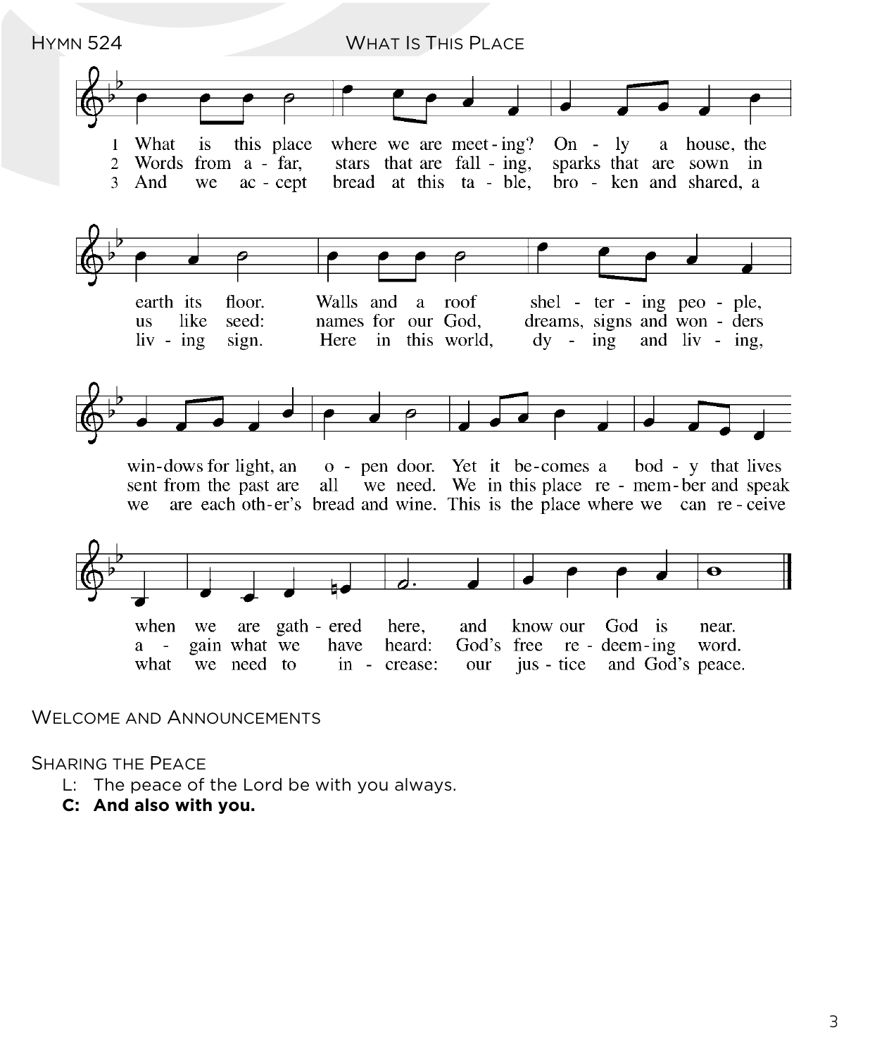## Hymn 524 — What Is This Place

1 What is this place where we are meeting? Only a house, the earth its floor. Walls and a roof sheltering people, windows for light, an open door. Yet it becomes a body that lives when we are gathered here, and know our God is near.

2 Words from afar, stars that are falling, sparks that are sown in us like seed: names for our God, dreams, signs and wonders sent from the past are all we need. We in this place remember and speak again what we have heard: God's free redeeming word.

3 And we accept bread at this table, broken and shared, a living sign. Here in this world, dying and living, we are each other's bread and wine. This is the place where we can receive what we need to increase: our justice and God's peace.

## Welcome and Announcements

## Sharing the Peace

L: The peace of the Lord be with you always.

**C: And also with you.**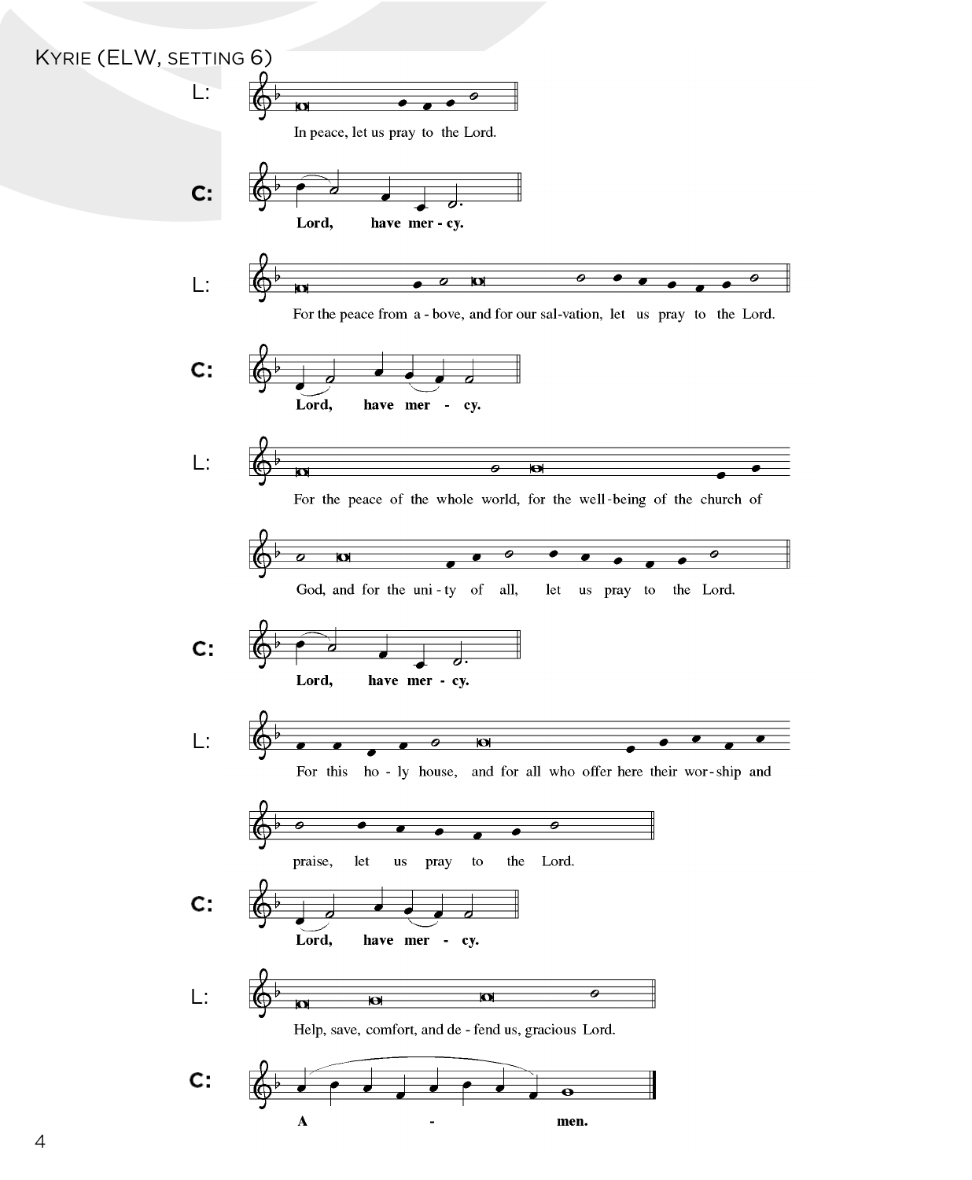KYRIE (ELW, SETTING 6)

L: In peace, let us pray to the Lord.

**C: Lord, have mer - cy.**

L: For the peace from a - bove, and for our sal-vation, let us pray to the Lord.

**C: Lord, have mer - cy.**

L: For the peace of the whole world, for the well-being of the church of God, and for the uni - ty of all, let us pray to the Lord.

**C: Lord, have mer - cy.**

L: For this ho - ly house, and for all who offer here their wor-ship and praise, let us pray to the Lord.

**C: Lord, have mer - cy.**

L: Help, save, comfort, and de - fend us, gracious Lord.

**C: A - men.**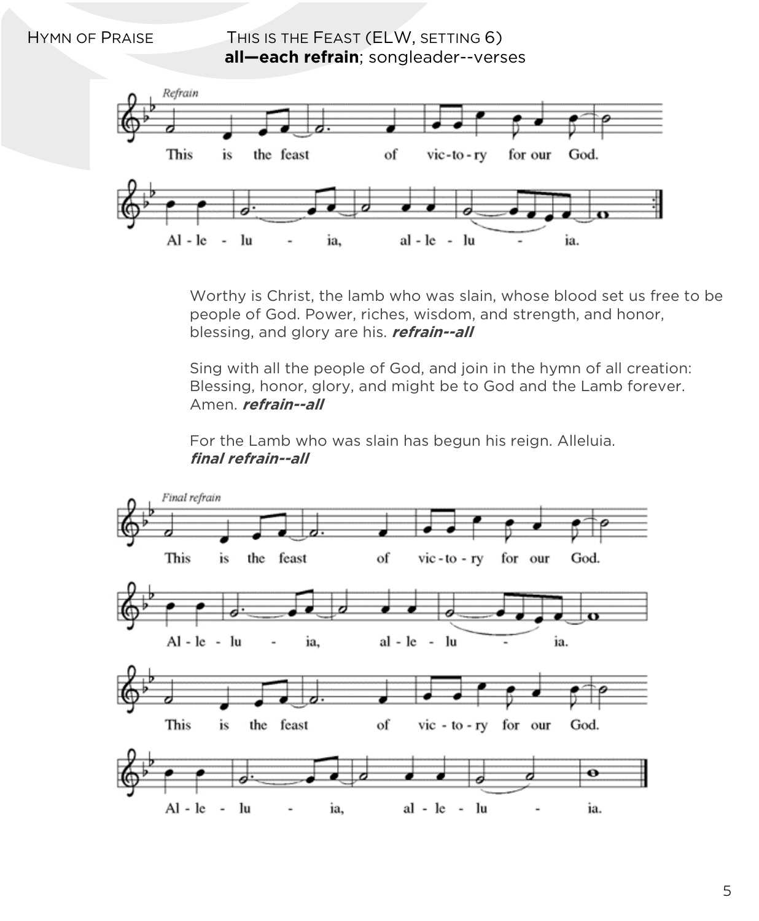HYMN OF PRAISE THIS IS THE FEAST (ELW, SETTING 6)
**all—each refrain**; songleader--verses

*Refrain*

This is the feast of vic-to-ry for our God. Al-le-lu-ia, al-le-lu-ia.

Worthy is Christ, the lamb who was slain, whose blood set us free to be people of God. Power, riches, wisdom, and strength, and honor, blessing, and glory are his. ***refrain--all***

Sing with all the people of God, and join in the hymn of all creation: Blessing, honor, glory, and might be to God and the Lamb forever. Amen. ***refrain--all***

For the Lamb who was slain has begun his reign. Alleluia.
***final refrain--all***

*Final refrain*

This is the feast of vic-to-ry for our God. Al-le-lu-ia, al-le-lu-ia.
This is the feast of vic-to-ry for our God. Al-le-lu-ia, al-le-lu-ia.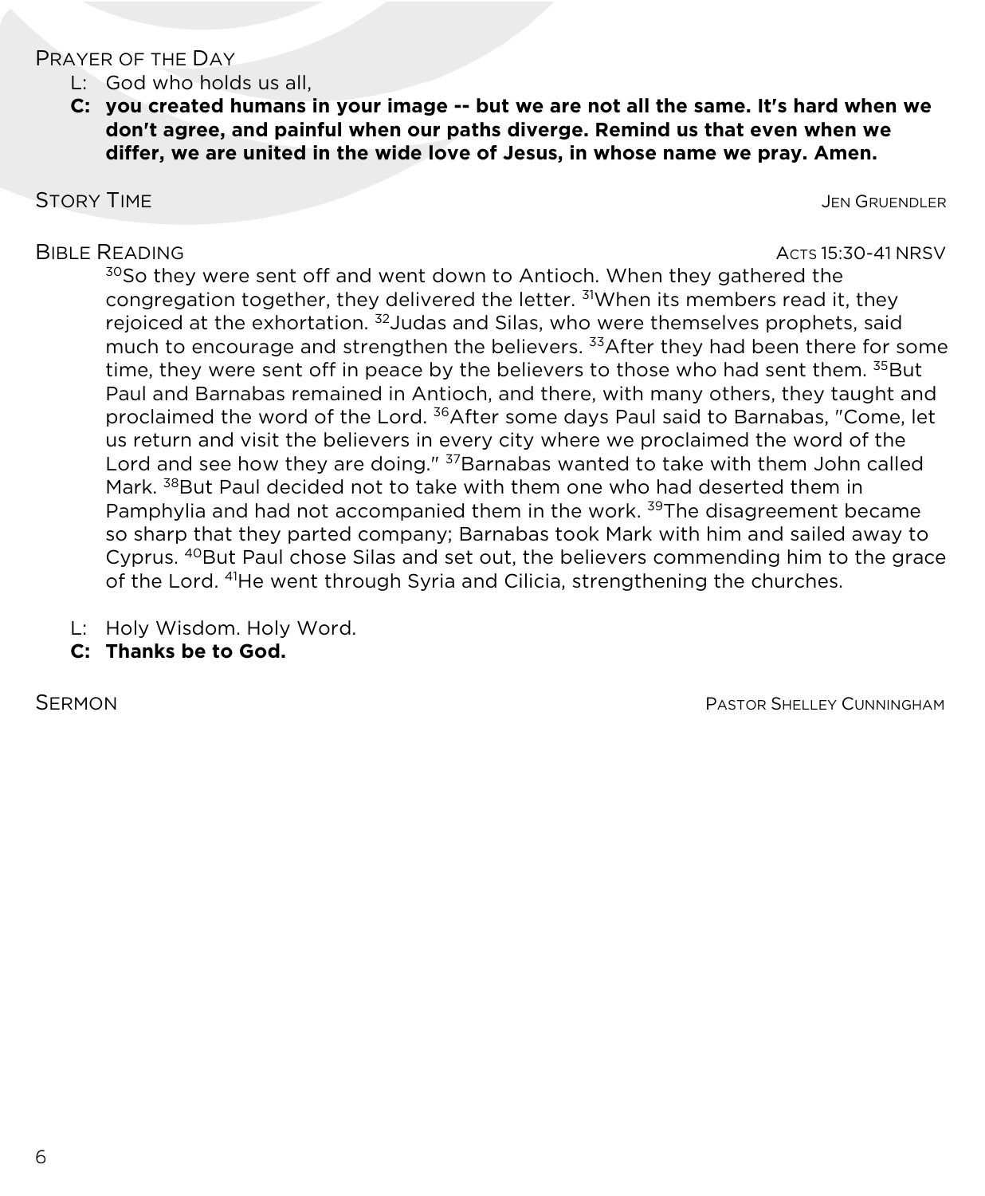## Prayer of the Day

L: God who holds us all,

**C: you created humans in your image -- but we are not all the same. It's hard when we don't agree, and painful when our paths diverge. Remind us that even when we differ, we are united in the wide love of Jesus, in whose name we pray. Amen.**

## Story Time — Jen Gruendler

## Bible Reading — Acts 15:30-41 NRSV

[30]So they were sent off and went down to Antioch. When they gathered the congregation together, they delivered the letter. [31]When its members read it, they rejoiced at the exhortation. [32]Judas and Silas, who were themselves prophets, said much to encourage and strengthen the believers. [33]After they had been there for some time, they were sent off in peace by the believers to those who had sent them. [35]But Paul and Barnabas remained in Antioch, and there, with many others, they taught and proclaimed the word of the Lord. [36]After some days Paul said to Barnabas, "Come, let us return and visit the believers in every city where we proclaimed the word of the Lord and see how they are doing." [37]Barnabas wanted to take with them John called Mark. [38]But Paul decided not to take with them one who had deserted them in Pamphylia and had not accompanied them in the work. [39]The disagreement became so sharp that they parted company; Barnabas took Mark with him and sailed away to Cyprus. [40]But Paul chose Silas and set out, the believers commending him to the grace of the Lord. [41]He went through Syria and Cilicia, strengthening the churches.

L: Holy Wisdom. Holy Word.

**C: Thanks be to God.**

## Sermon — Pastor Shelley Cunningham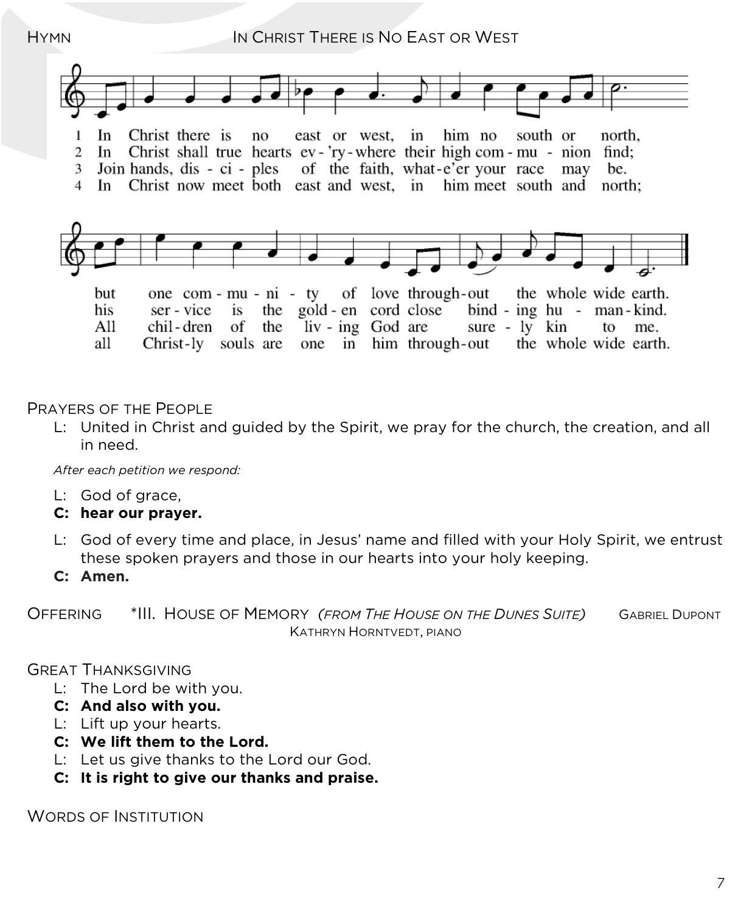HYMN — IN CHRIST THERE IS NO EAST OR WEST

1 In Christ there is no east or west, in him no south or north,
but one com - mu - ni - ty of love through-out the whole wide earth.

2 In Christ shall true hearts ev - 'ry - where their high com - mu - nion find;
his ser - vice is the gold - en cord close bind - ing hu - man - kind.

3 Join hands, dis - ci - ples of the faith, what-e'er your race may be.
All chil - dren of the liv - ing God are sure - ly kin to me.

4 In Christ now meet both east and west, in him meet south and north;
all Christ-ly souls are one in him through-out the whole wide earth.

PRAYERS OF THE PEOPLE

L: United in Christ and guided by the Spirit, we pray for the church, the creation, and all in need.

*After each petition we respond:*

L: God of grace,
**C: hear our prayer.**

L: God of every time and place, in Jesus' name and filled with your Holy Spirit, we entrust these spoken prayers and those in our hearts into your holy keeping.
**C: Amen.**

OFFERING *III. HOUSE OF MEMORY *(FROM THE HOUSE ON THE DUNES SUITE)* GABRIEL DUPONT
KATHRYN HORNTVEDT, PIANO

GREAT THANKSGIVING

L: The Lord be with you.
**C: And also with you.**
L: Lift up your hearts.
**C: We lift them to the Lord.**
L: Let us give thanks to the Lord our God.
**C: It is right to give our thanks and praise.**

WORDS OF INSTITUTION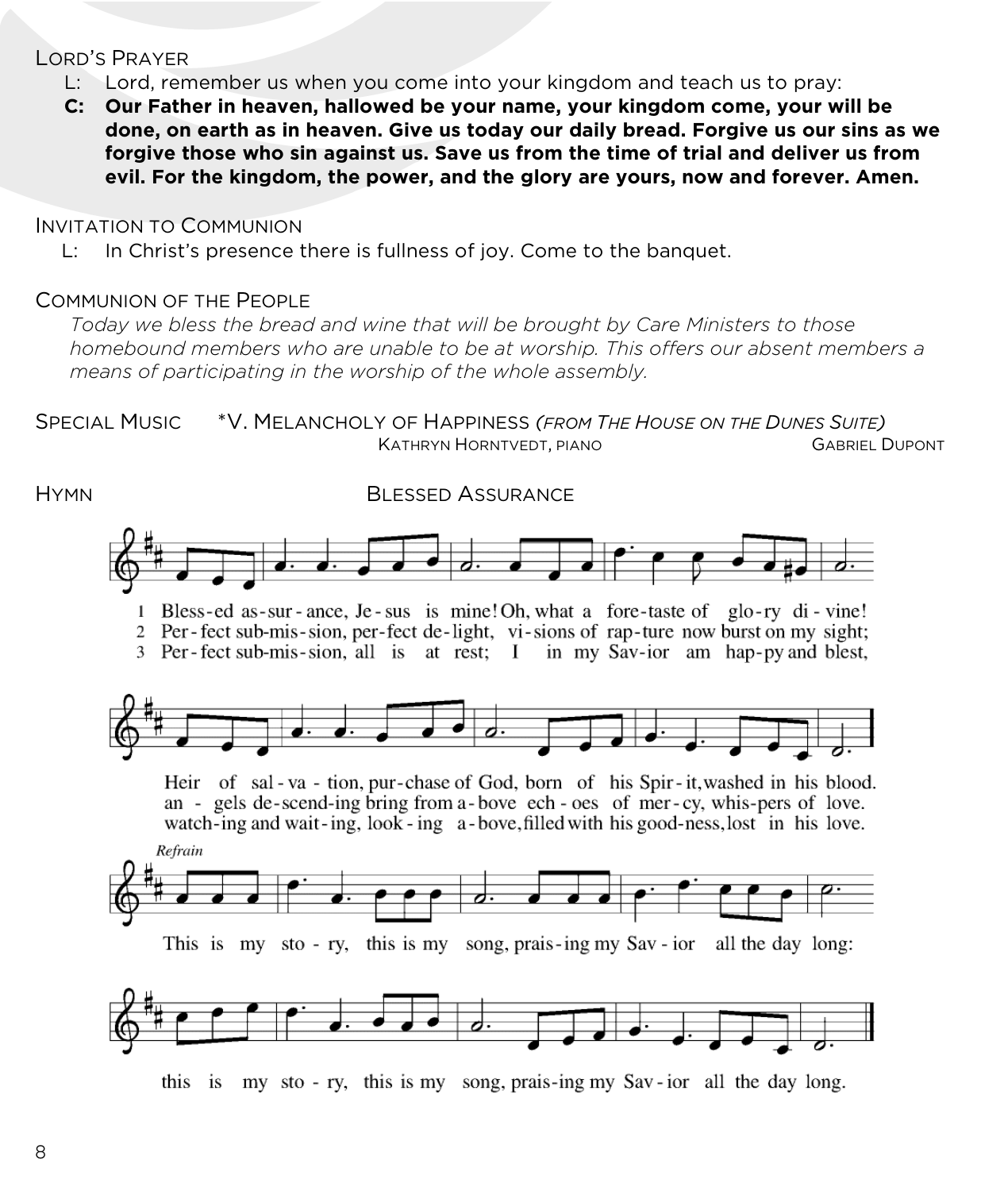Lord's Prayer

L: Lord, remember us when you come into your kingdom and teach us to pray:

**C: Our Father in heaven, hallowed be your name, your kingdom come, your will be done, on earth as in heaven. Give us today our daily bread. Forgive us our sins as we forgive those who sin against us. Save us from the time of trial and deliver us from evil. For the kingdom, the power, and the glory are yours, now and forever. Amen.**

Invitation to Communion

L: In Christ's presence there is fullness of joy. Come to the banquet.

Communion of the People

*Today we bless the bread and wine that will be brought by Care Ministers to those homebound members who are unable to be at worship. This offers our absent members a means of participating in the worship of the whole assembly.*

Special Music *V. Melancholy of Happiness *(from The House on the Dunes Suite)*
Kathryn Horntvedt, piano — Gabriel Dupont

Hymn — Blessed Assurance

1 Bless-ed as-sur-ance, Je-sus is mine! Oh, what a fore-taste of glo-ry di-vine!
Heir of sal-va-tion, pur-chase of God, born of his Spir-it, washed in his blood.

2 Per-fect sub-mis-sion, per-fect de-light, vi-sions of rap-ture now burst on my sight;
an-gels de-scend-ing bring from a-bove ech-oes of mer-cy, whis-pers of love.

3 Per-fect sub-mis-sion, all is at rest; I in my Sav-ior am hap-py and blest,
watch-ing and wait-ing, look-ing a-bove, filled with his good-ness, lost in his love.

*Refrain*

This is my sto-ry, this is my song, prais-ing my Sav-ior all the day long:
this is my sto-ry, this is my song, prais-ing my Sav-ior all the day long.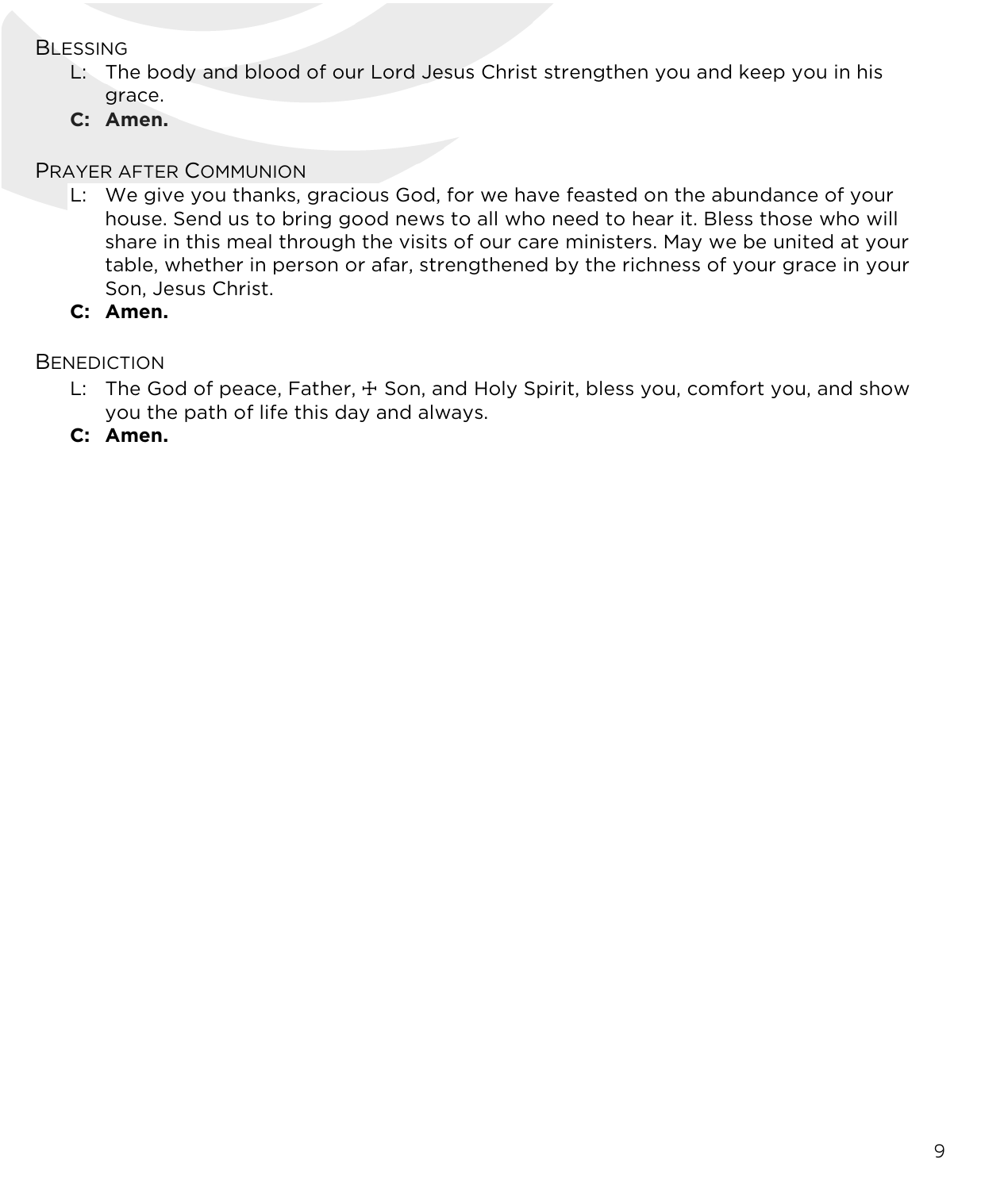BLESSING

L: The body and blood of our Lord Jesus Christ strengthen you and keep you in his grace.

**C: Amen.**

PRAYER AFTER COMMUNION

L: We give you thanks, gracious God, for we have feasted on the abundance of your house. Send us to bring good news to all who need to hear it. Bless those who will share in this meal through the visits of our care ministers. May we be united at your table, whether in person or afar, strengthened by the richness of your grace in your Son, Jesus Christ.

**C: Amen.**

BENEDICTION

L: The God of peace, Father, ☩ Son, and Holy Spirit, bless you, comfort you, and show you the path of life this day and always.

**C: Amen.**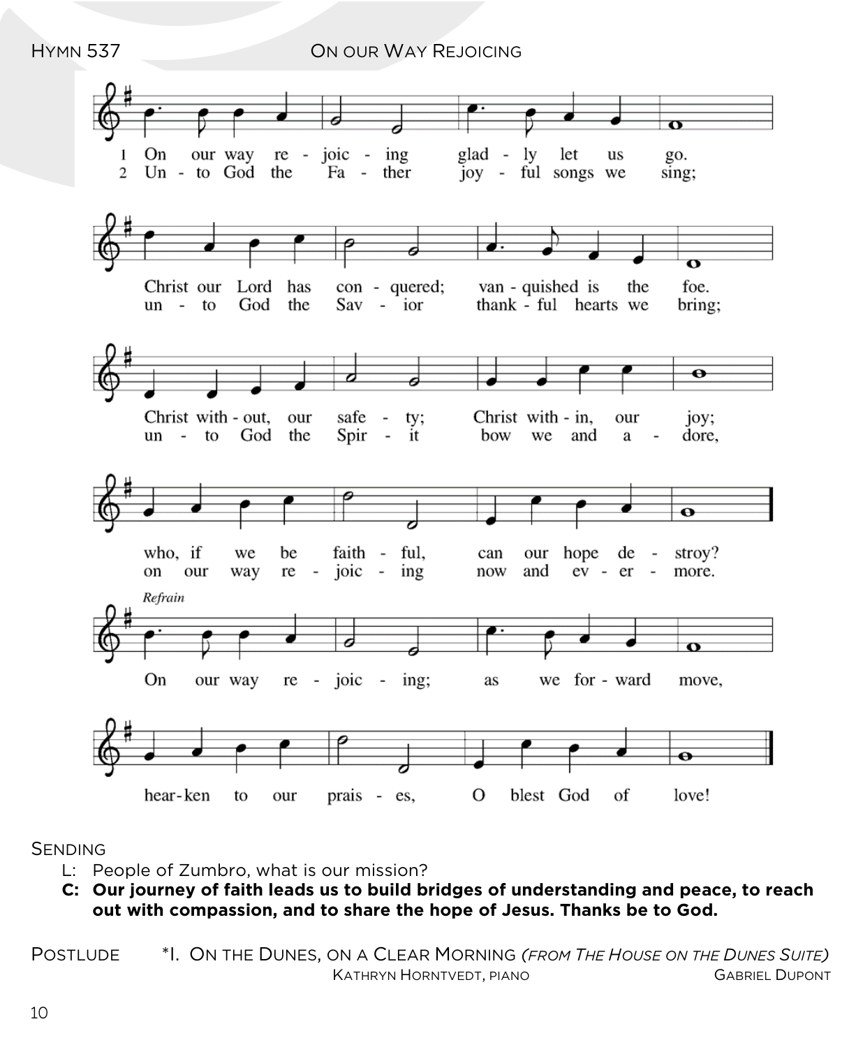HYMN 537 ON OUR WAY REJOICING

1 On our way rejoicing gladly let us go.
Christ our Lord has conquered; vanquished is the foe.
Christ without, our safety; Christ within, our joy;
who, if we be faithful, can our hope destroy?

2 Unto God the Father joyful songs we sing;
unto God the Savior thankful hearts we bring;
unto God the Spirit bow we and adore,
on our way rejoicing now and evermore.

*Refrain*
On our way rejoicing; as we forward move,
hearken to our praises, O blest God of love!

SENDING

L: People of Zumbro, what is our mission?

**C: Our journey of faith leads us to build bridges of understanding and peace, to reach out with compassion, and to share the hope of Jesus. Thanks be to God.**

POSTLUDE *I. ON THE DUNES, ON A CLEAR MORNING *(FROM THE HOUSE ON THE DUNES SUITE)*

KATHRYN HORNTVEDT, PIANO GABRIEL DUPONT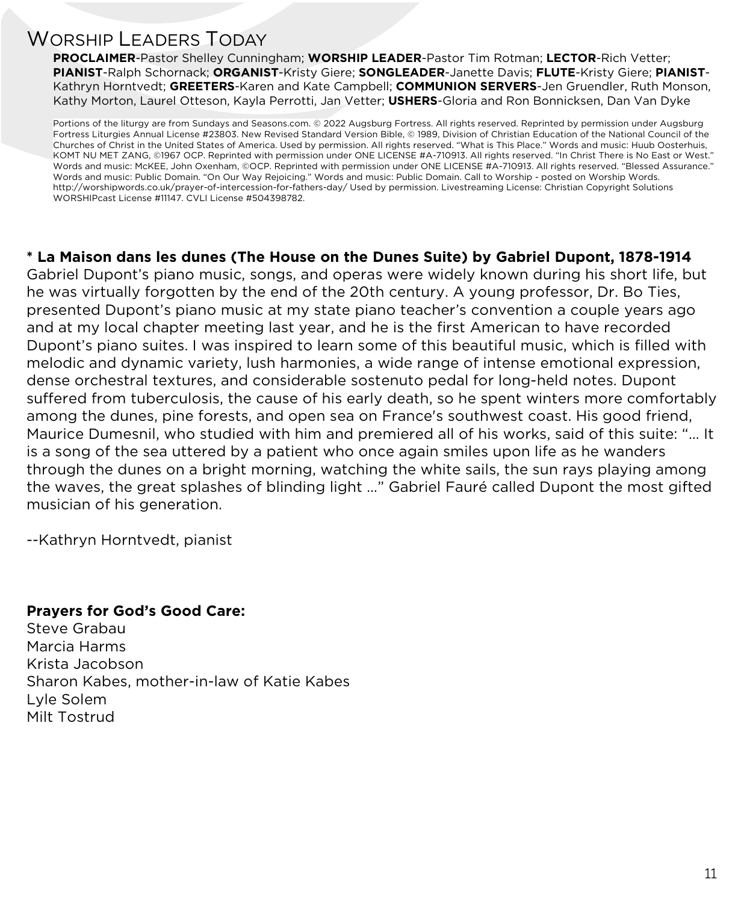# Worship Leaders Today

**PROCLAIMER**-Pastor Shelley Cunningham; **WORSHIP LEADER**-Pastor Tim Rotman; **LECTOR**-Rich Vetter; **PIANIST**-Ralph Schornack; **ORGANIST**-Kristy Giere; **SONGLEADER**-Janette Davis; **FLUTE**-Kristy Giere; **PIANIST**-Kathryn Horntvedt; **GREETERS**-Karen and Kate Campbell; **COMMUNION SERVERS**-Jen Gruendler, Ruth Monson, Kathy Morton, Laurel Otteson, Kayla Perrotti, Jan Vetter; **USHERS**-Gloria and Ron Bonnicksen, Dan Van Dyke

Portions of the liturgy are from Sundays and Seasons.com. © 2022 Augsburg Fortress. All rights reserved. Reprinted by permission under Augsburg Fortress Liturgies Annual License #23803. New Revised Standard Version Bible, © 1989, Division of Christian Education of the National Council of the Churches of Christ in the United States of America. Used by permission. All rights reserved. "What is This Place." Words and music: Huub Oosterhuis, KOMT NU MET ZANG, ©1967 OCP. Reprinted with permission under ONE LICENSE #A-710913. All rights reserved. "In Christ There is No East or West." Words and music: McKEE, John Oxenham, ©OCP. Reprinted with permission under ONE LICENSE #A-710913. All rights reserved. "Blessed Assurance." Words and music: Public Domain. "On Our Way Rejoicing." Words and music: Public Domain. Call to Worship - posted on Worship Words. http://worshipwords.co.uk/prayer-of-intercession-for-fathers-day/ Used by permission. Livestreaming License: Christian Copyright Solutions WORSHIPcast License #11147. CVLI License #504398782.

**\* La Maison dans les dunes (The House on the Dunes Suite) by Gabriel Dupont, 1878-1914**
Gabriel Dupont's piano music, songs, and operas were widely known during his short life, but he was virtually forgotten by the end of the 20th century. A young professor, Dr. Bo Ties, presented Dupont's piano music at my state piano teacher's convention a couple years ago and at my local chapter meeting last year, and he is the first American to have recorded Dupont's piano suites. I was inspired to learn some of this beautiful music, which is filled with melodic and dynamic variety, lush harmonies, a wide range of intense emotional expression, dense orchestral textures, and considerable sostenuto pedal for long-held notes. Dupont suffered from tuberculosis, the cause of his early death, so he spent winters more comfortably among the dunes, pine forests, and open sea on France's southwest coast. His good friend, Maurice Dumesnil, who studied with him and premiered all of his works, said of this suite: "… It is a song of the sea uttered by a patient who once again smiles upon life as he wanders through the dunes on a bright morning, watching the white sails, the sun rays playing among the waves, the great splashes of blinding light …" Gabriel Fauré called Dupont the most gifted musician of his generation.

--Kathryn Horntvedt, pianist

**Prayers for God's Good Care:**
Steve Grabau
Marcia Harms
Krista Jacobson
Sharon Kabes, mother-in-law of Katie Kabes
Lyle Solem
Milt Tostrud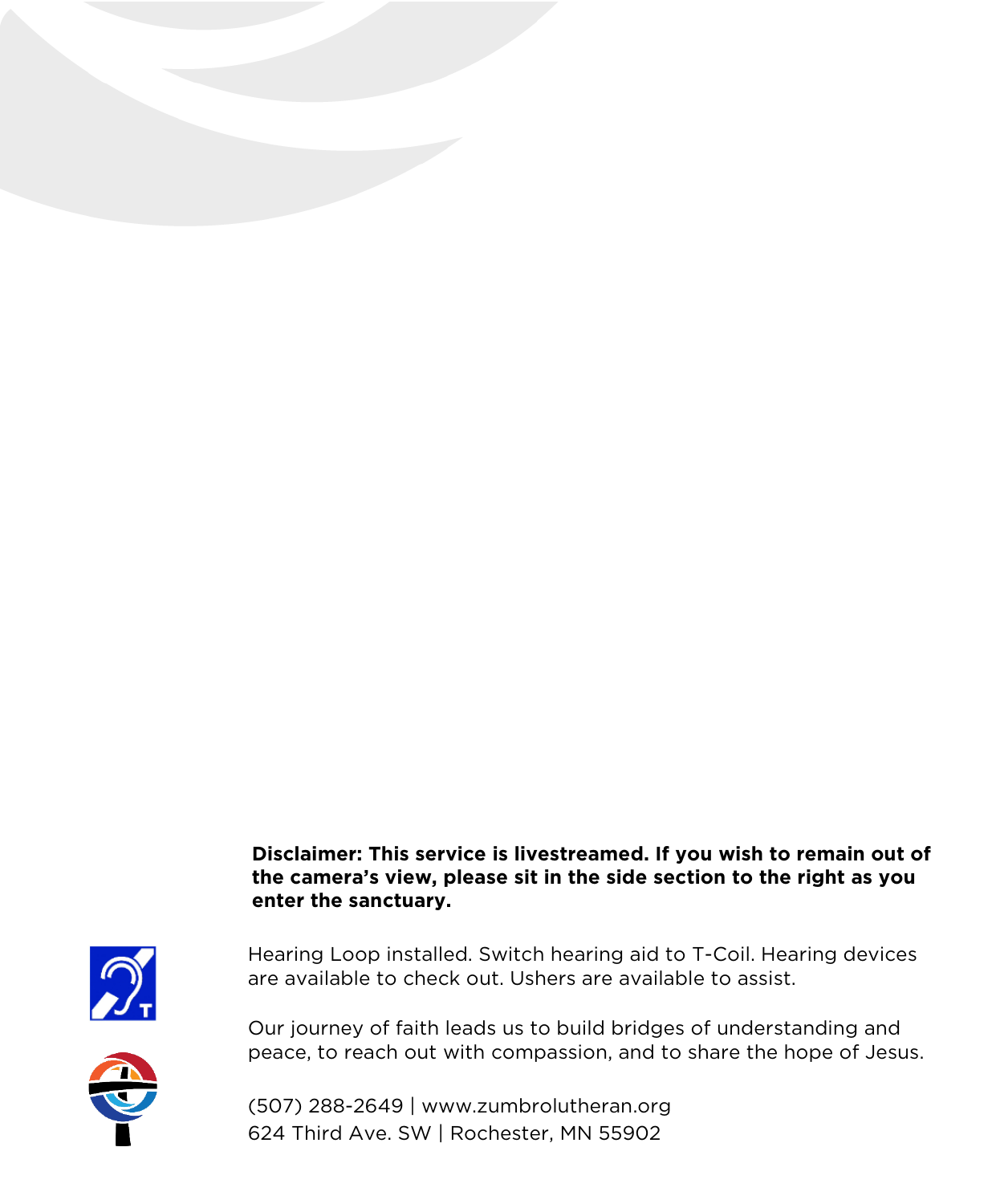**Disclaimer: This service is livestreamed. If you wish to remain out of the camera's view, please sit in the side section to the right as you enter the sanctuary.**

Hearing Loop installed. Switch hearing aid to T-Coil. Hearing devices are available to check out. Ushers are available to assist.

Our journey of faith leads us to build bridges of understanding and peace, to reach out with compassion, and to share the hope of Jesus.

(507) 288-2649 | www.zumbrolutheran.org
624 Third Ave. SW | Rochester, MN 55902